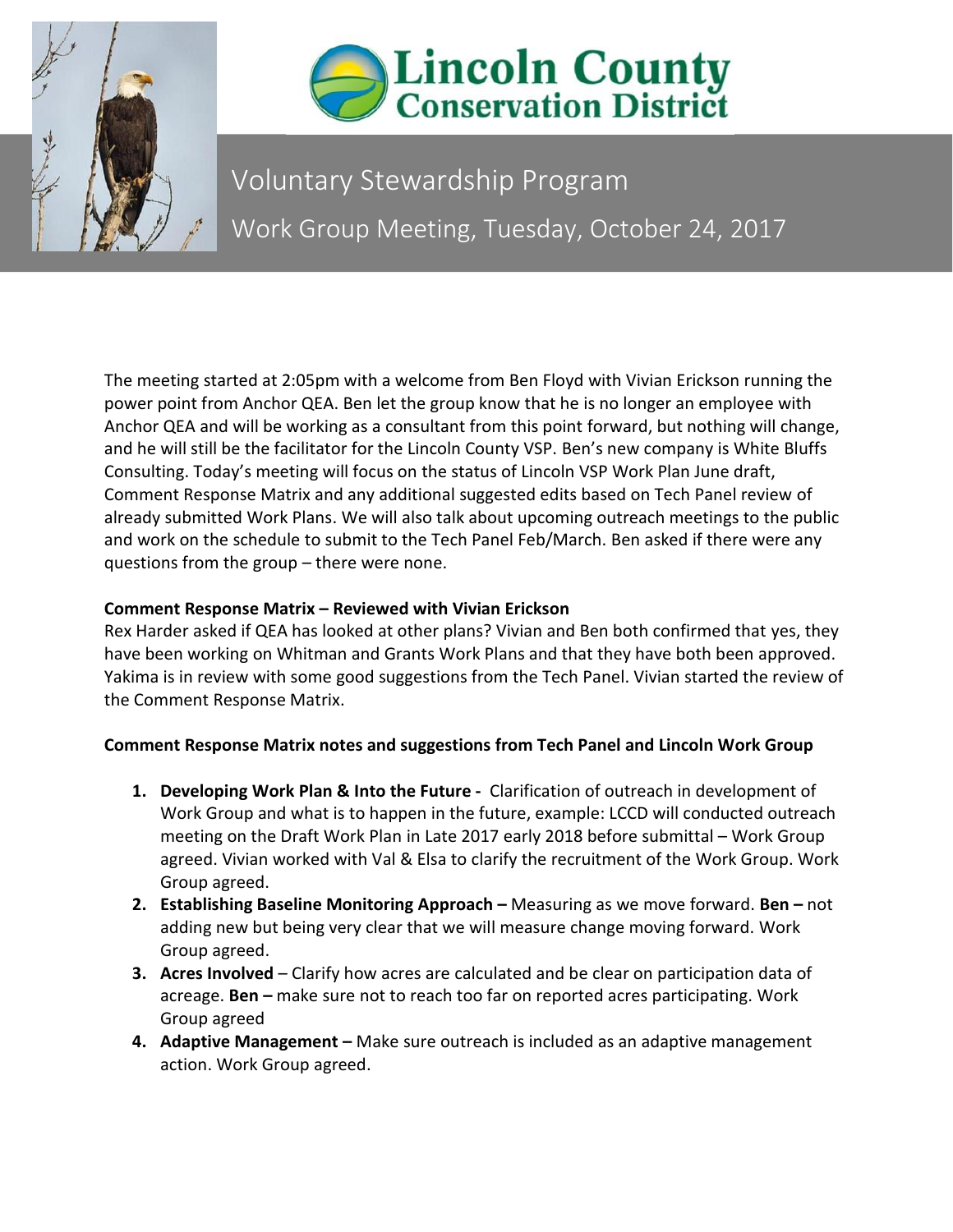# Lincoln County Conservation District

## Voluntary Stewardship Program

## Work Group Meeting, Tuesday, October 24, 2017

The meeting started at 2:05pm with a welcome from Ben Floyd with Vivian Erickson running the power point from Anchor QEA. Ben let the group know that he is no longer an employee with Anchor QEA and will be working as a consultant from this point forward, but nothing will change, and he will still be the facilitator for the Lincoln County VSP. Ben's new company is White Bluffs Consulting. Today's meeting will focus on the status of Lincoln VSP Work Plan June draft, Comment Response Matrix and any additional suggested edits based on Tech Panel review of already submitted Work Plans. We will also talk about upcoming outreach meetings to the public and work on the schedule to submit to the Tech Panel Feb/March. Ben asked if there were any questions from the group – there were none.

**Comment Response Matrix – Reviewed with Vivian Erickson**

Rex Harder asked if QEA has looked at other plans? Vivian and Ben both confirmed that yes, they have been working on Whitman and Grants Work Plans and that they have both been approved. Yakima is in review with some good suggestions from the Tech Panel. Vivian started the review of the Comment Response Matrix.

**Comment Response Matrix notes and suggestions from Tech Panel and Lincoln Work Group**

1. **Developing Work Plan & Into the Future -** Clarification of outreach in development of Work Group and what is to happen in the future, example: LCCD will conducted outreach meeting on the Draft Work Plan in Late 2017 early 2018 before submittal – Work Group agreed. Vivian worked with Val & Elsa to clarify the recruitment of the Work Group. Work Group agreed.
2. **Establishing Baseline Monitoring Approach –** Measuring as we move forward. **Ben –** not adding new but being very clear that we will measure change moving forward. Work Group agreed.
3. **Acres Involved** – Clarify how acres are calculated and be clear on participation data of acreage. **Ben –** make sure not to reach too far on reported acres participating. Work Group agreed
4. **Adaptive Management –** Make sure outreach is included as an adaptive management action. Work Group agreed.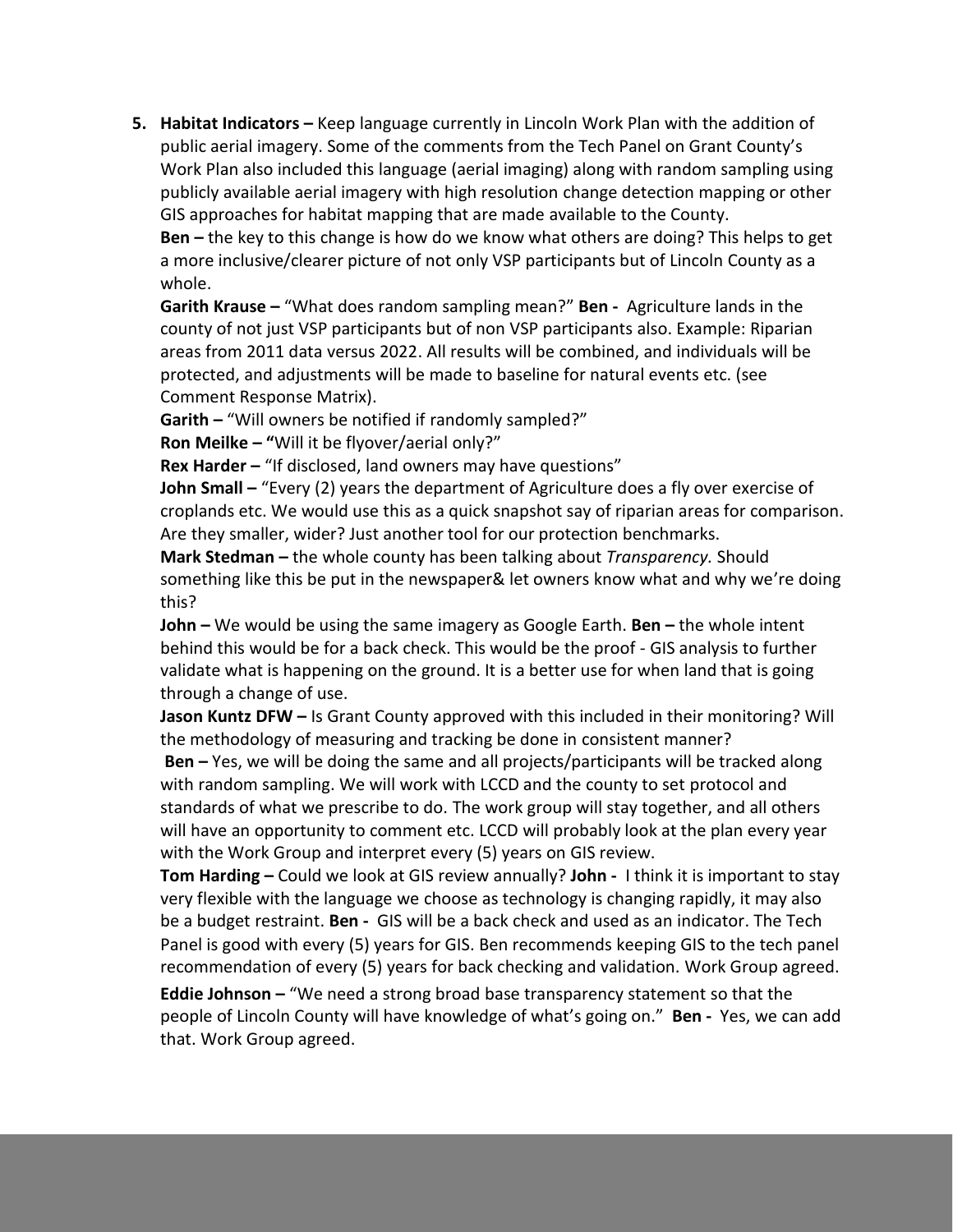5. **Habitat Indicators –** Keep language currently in Lincoln Work Plan with the addition of public aerial imagery. Some of the comments from the Tech Panel on Grant County's Work Plan also included this language (aerial imaging) along with random sampling using publicly available aerial imagery with high resolution change detection mapping or other GIS approaches for habitat mapping that are made available to the County.

   **Ben –** the key to this change is how do we know what others are doing? This helps to get a more inclusive/clearer picture of not only VSP participants but of Lincoln County as a whole.

   **Garith Krause –** "What does random sampling mean?" **Ben -** Agriculture lands in the county of not just VSP participants but of non VSP participants also. Example: Riparian areas from 2011 data versus 2022. All results will be combined, and individuals will be protected, and adjustments will be made to baseline for natural events etc. (see Comment Response Matrix).

   **Garith –** "Will owners be notified if randomly sampled?"

   **Ron Meilke – "**Will it be flyover/aerial only?"

   **Rex Harder –** "If disclosed, land owners may have questions"

   **John Small –** "Every (2) years the department of Agriculture does a fly over exercise of croplands etc. We would use this as a quick snapshot say of riparian areas for comparison. Are they smaller, wider? Just another tool for our protection benchmarks.

   **Mark Stedman –** the whole county has been talking about *Transparency.* Should something like this be put in the newspaper& let owners know what and why we're doing this?

   **John –** We would be using the same imagery as Google Earth. **Ben –** the whole intent behind this would be for a back check. This would be the proof - GIS analysis to further validate what is happening on the ground. It is a better use for when land that is going through a change of use.

   **Jason Kuntz DFW –** Is Grant County approved with this included in their monitoring? Will the methodology of measuring and tracking be done in consistent manner?

   **Ben –** Yes, we will be doing the same and all projects/participants will be tracked along with random sampling. We will work with LCCD and the county to set protocol and standards of what we prescribe to do. The work group will stay together, and all others will have an opportunity to comment etc. LCCD will probably look at the plan every year with the Work Group and interpret every (5) years on GIS review.

   **Tom Harding –** Could we look at GIS review annually? **John -** I think it is important to stay very flexible with the language we choose as technology is changing rapidly, it may also be a budget restraint. **Ben -** GIS will be a back check and used as an indicator. The Tech Panel is good with every (5) years for GIS. Ben recommends keeping GIS to the tech panel recommendation of every (5) years for back checking and validation. Work Group agreed.

   **Eddie Johnson –** "We need a strong broad base transparency statement so that the people of Lincoln County will have knowledge of what's going on." **Ben -** Yes, we can add that. Work Group agreed.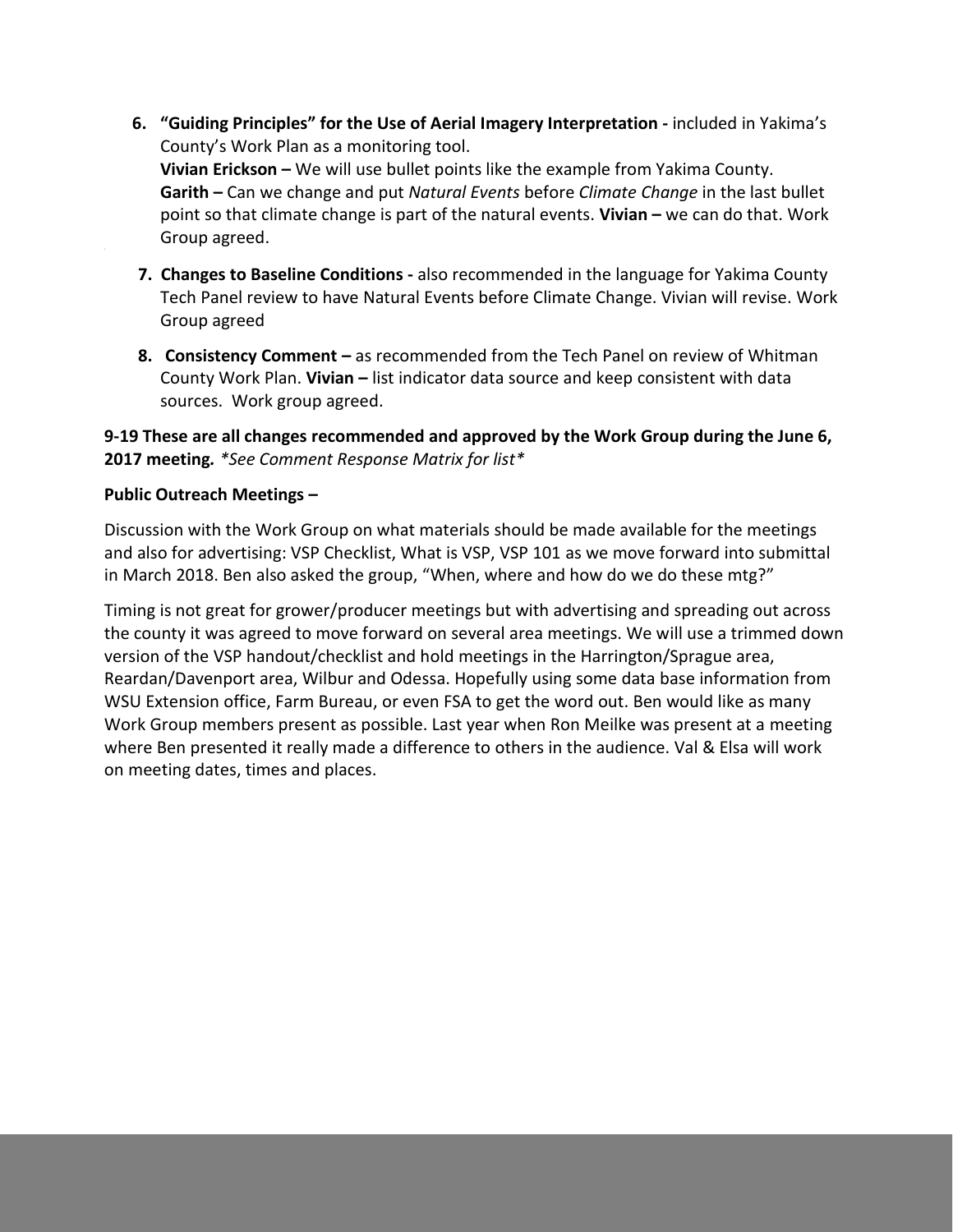6. **"Guiding Principles" for the Use of Aerial Imagery Interpretation -** included in Yakima's County's Work Plan as a monitoring tool.
   **Vivian Erickson –** We will use bullet points like the example from Yakima County. **Garith –** Can we change and put *Natural Events* before *Climate Change* in the last bullet point so that climate change is part of the natural events. **Vivian –** we can do that. Work Group agreed.

7. **Changes to Baseline Conditions -** also recommended in the language for Yakima County Tech Panel review to have Natural Events before Climate Change. Vivian will revise. Work Group agreed

8. **Consistency Comment –** as recommended from the Tech Panel on review of Whitman County Work Plan. **Vivian –** list indicator data source and keep consistent with data sources. Work group agreed.

**9-19 These are all changes recommended and approved by the Work Group during the June 6, 2017 meeting.** *\*See Comment Response Matrix for list\**

**Public Outreach Meetings –**

Discussion with the Work Group on what materials should be made available for the meetings and also for advertising: VSP Checklist, What is VSP, VSP 101 as we move forward into submittal in March 2018. Ben also asked the group, "When, where and how do we do these mtg?"

Timing is not great for grower/producer meetings but with advertising and spreading out across the county it was agreed to move forward on several area meetings. We will use a trimmed down version of the VSP handout/checklist and hold meetings in the Harrington/Sprague area, Reardan/Davenport area, Wilbur and Odessa. Hopefully using some data base information from WSU Extension office, Farm Bureau, or even FSA to get the word out. Ben would like as many Work Group members present as possible. Last year when Ron Meilke was present at a meeting where Ben presented it really made a difference to others in the audience. Val & Elsa will work on meeting dates, times and places.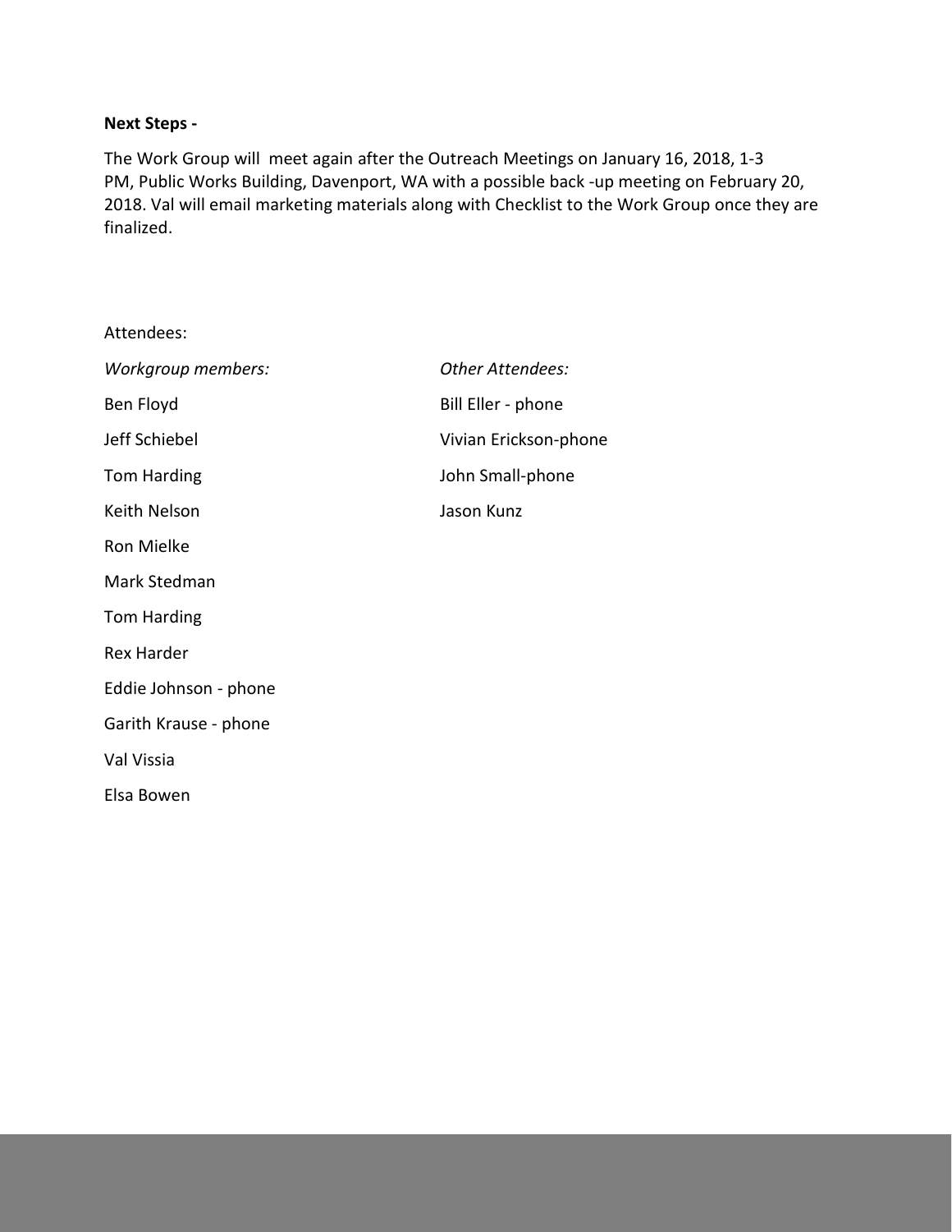**Next Steps -**

The Work Group will  meet again after the Outreach Meetings on January 16, 2018, 1-3 PM, Public Works Building, Davenport, WA with a possible back -up meeting on February 20, 2018. Val will email marketing materials along with Checklist to the Work Group once they are finalized.

Attendees:

| *Workgroup members:* | *Other Attendees:* |
|---|---|
| Ben Floyd | Bill Eller - phone |
| Jeff Schiebel | Vivian Erickson-phone |
| Tom Harding | John Small-phone |
| Keith Nelson | Jason Kunz |
| Ron Mielke | |
| Mark Stedman | |
| Tom Harding | |
| Rex Harder | |
| Eddie Johnson - phone | |
| Garith Krause - phone | |
| Val Vissia | |
| Elsa Bowen | |